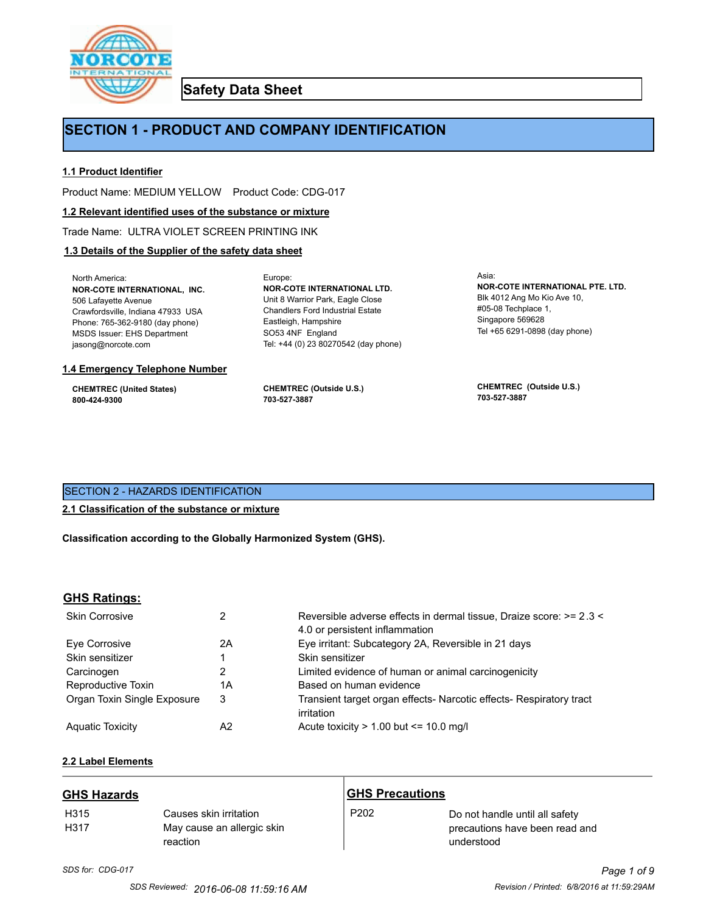# Safety Data Sheet

## SECTION 1 - PRODUCT AND COMPANY IDENTIFICATION

### 1.1 Product Identifier

Product Name: MEDIUM YELLOW    Product Code: CDG-017

### 1.2 Relevant identified uses of the substance or mixture

Trade Name: ULTRA VIOLET SCREEN PRINTING INK

### 1.3 Details of the Supplier of the safety data sheet

North America:
**NOR-COTE INTERNATIONAL, INC.**
506 Lafayette Avenue
Crawfordsville, Indiana 47933 USA
Phone: 765-362-9180 (day phone)
MSDS Issuer: EHS Department
jasong@norcote.com

Europe:
**NOR-COTE INTERNATIONAL LTD.**
Unit 8 Warrior Park, Eagle Close
Chandlers Ford Industrial Estate
Eastleigh, Hampshire
SO53 4NF England
Tel: +44 (0) 23 80270542 (day phone)

Asia:
**NOR-COTE INTERNATIONAL PTE. LTD.**
Blk 4012 Ang Mo Kio Ave 10,
#05-08 Techplace 1,
Singapore 569628
Tel +65 6291-0898 (day phone)

### 1.4 Emergency Telephone Number

**CHEMTREC (United States)**
**800-424-9300**

**CHEMTREC (Outside U.S.)**
**703-527-3887**

**CHEMTREC (Outside U.S.)**
**703-527-3887**

## SECTION 2 - HAZARDS IDENTIFICATION

### 2.1 Classification of the substance or mixture

**Classification according to the Globally Harmonized System (GHS).**

### GHS Ratings:

| | | |
|---|---|---|
| Skin Corrosive | 2 | Reversible adverse effects in dermal tissue, Draize score: >= 2.3 < 4.0 or persistent inflammation |
| Eye Corrosive | 2A | Eye irritant: Subcategory 2A, Reversible in 21 days |
| Skin sensitizer | 1 | Skin sensitizer |
| Carcinogen | 2 | Limited evidence of human or animal carcinogenicity |
| Reproductive Toxin | 1A | Based on human evidence |
| Organ Toxin Single Exposure | 3 | Transient target organ effects- Narcotic effects- Respiratory tract irritation |
| Aquatic Toxicity | A2 | Acute toxicity > 1.00 but <= 10.0 mg/l |

### 2.2 Label Elements

| GHS Hazards | | GHS Precautions | |
|---|---|---|---|
| H315 | Causes skin irritation | P202 | Do not handle until all safety precautions have been read and understood |
| H317 | May cause an allergic skin reaction | | |

*SDS for: CDG-017*

SDS Reviewed: 2016-06-08 11:59:16 AM    Revision / Printed: 6/8/2016 at 11:59:29AM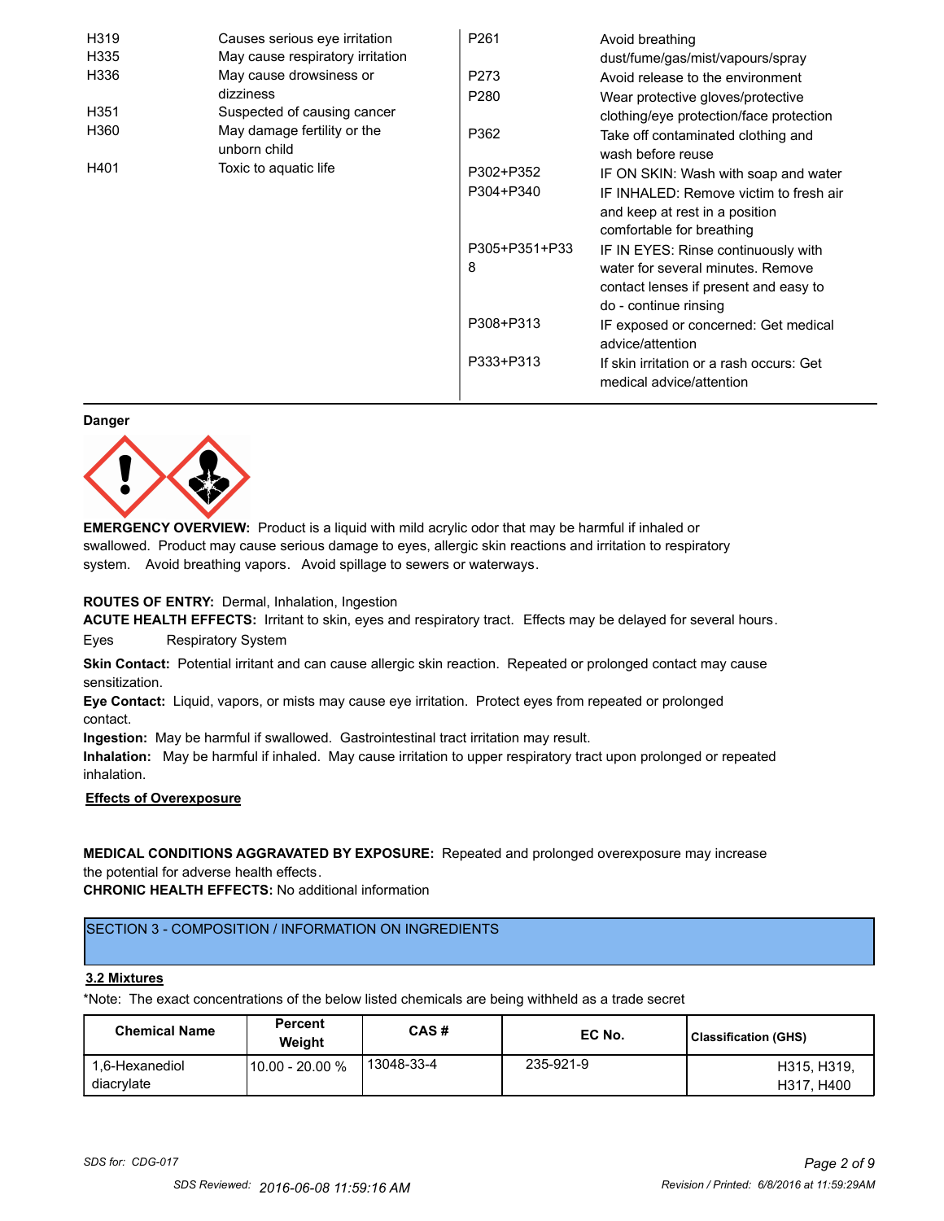| | | | |
|---|---|---|---|
| H319 | Causes serious eye irritation | P261 | Avoid breathing dust/fume/gas/mist/vapours/spray |
| H335 | May cause respiratory irritation | P273 | Avoid release to the environment |
| H336 | May cause drowsiness or dizziness | P280 | Wear protective gloves/protective clothing/eye protection/face protection |
| H351 | Suspected of causing cancer | P362 | Take off contaminated clothing and wash before reuse |
| H360 | May damage fertility or the unborn child | P302+P352 | IF ON SKIN: Wash with soap and water |
| H401 | Toxic to aquatic life | P304+P340 | IF INHALED: Remove victim to fresh air and keep at rest in a position comfortable for breathing |
| | | P305+P351+P338 | IF IN EYES: Rinse continuously with water for several minutes. Remove contact lenses if present and easy to do - continue rinsing |
| | | P308+P313 | IF exposed or concerned: Get medical advice/attention |
| | | P333+P313 | If skin irritation or a rash occurs: Get medical advice/attention |

**Danger**

**EMERGENCY OVERVIEW:** Product is a liquid with mild acrylic odor that may be harmful if inhaled or swallowed. Product may cause serious damage to eyes, allergic skin reactions and irritation to respiratory system. Avoid breathing vapors. Avoid spillage to sewers or waterways.

**ROUTES OF ENTRY:** Dermal, Inhalation, Ingestion

**ACUTE HEALTH EFFECTS:** Irritant to skin, eyes and respiratory tract. Effects may be delayed for several hours.

Eyes Respiratory System

**Skin Contact:** Potential irritant and can cause allergic skin reaction. Repeated or prolonged contact may cause sensitization.

**Eye Contact:** Liquid, vapors, or mists may cause eye irritation. Protect eyes from repeated or prolonged contact.

**Ingestion:** May be harmful if swallowed. Gastrointestinal tract irritation may result.

**Inhalation:** May be harmful if inhaled. May cause irritation to upper respiratory tract upon prolonged or repeated inhalation.

**Effects of Overexposure**

**MEDICAL CONDITIONS AGGRAVATED BY EXPOSURE:** Repeated and prolonged overexposure may increase the potential for adverse health effects.

**CHRONIC HEALTH EFFECTS:** No additional information

## SECTION 3 - COMPOSITION / INFORMATION ON INGREDIENTS

**3.2 Mixtures**

*Note: The exact concentrations of the below listed chemicals are being withheld as a trade secret

| Chemical Name | Percent Weight | CAS # | EC No. | Classification (GHS) |
|---|---|---|---|---|
| 1,6-Hexanediol diacrylate | 10.00 - 20.00 % | 13048-33-4 | 235-921-9 | H315, H319, H317, H400 |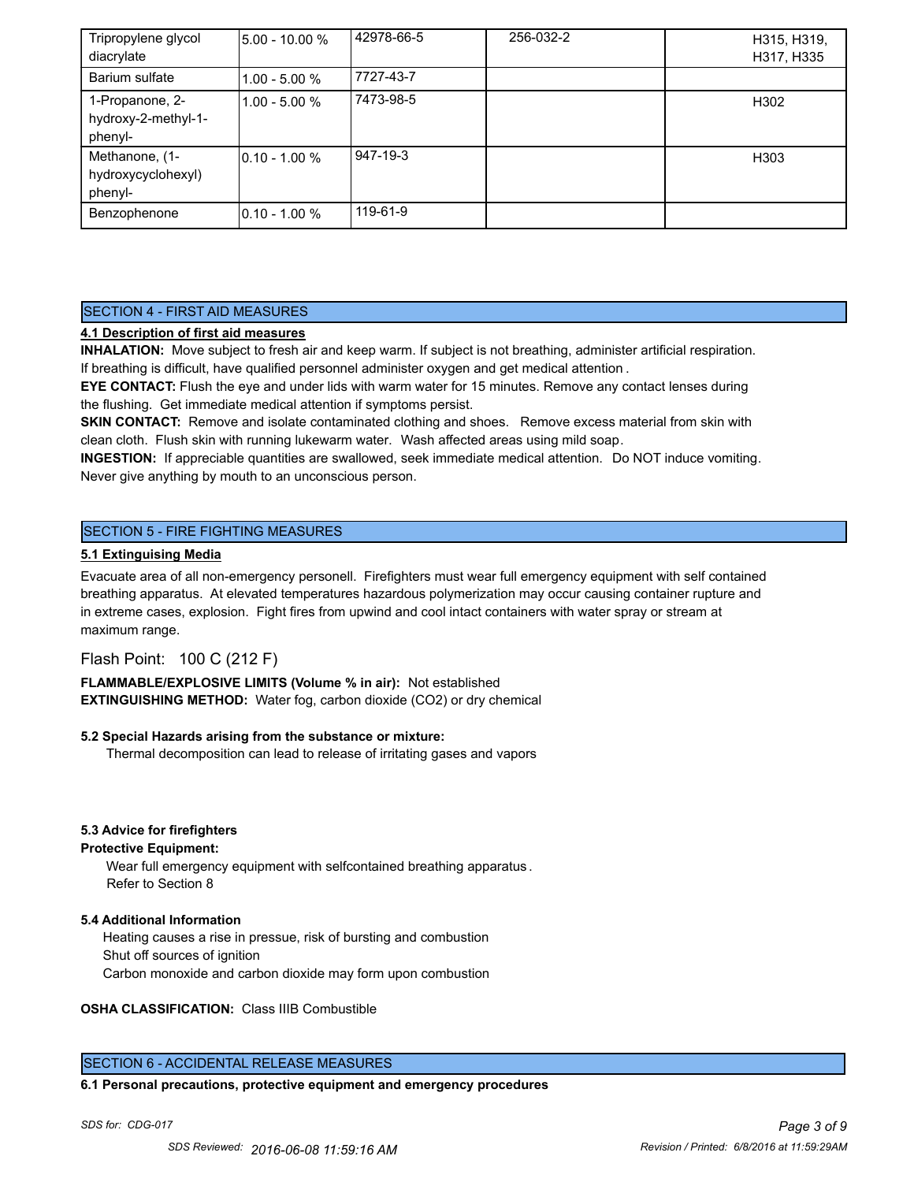| Tripropylene glycol diacrylate | 5.00 - 10.00 % | 42978-66-5 | 256-032-2 | H315, H319, H317, H335 |
|---|---|---|---|---|
| Barium sulfate | 1.00 - 5.00 % | 7727-43-7 | | |
| 1-Propanone, 2-hydroxy-2-methyl-1-phenyl- | 1.00 - 5.00 % | 7473-98-5 | | H302 |
| Methanone, (1-hydroxycyclohexyl) phenyl- | 0.10 - 1.00 % | 947-19-3 | | H303 |
| Benzophenone | 0.10 - 1.00 % | 119-61-9 | | |

## SECTION 4 - FIRST AID MEASURES

**4.1 Description of first aid measures**

**INHALATION:** Move subject to fresh air and keep warm. If subject is not breathing, administer artificial respiration. If breathing is difficult, have qualified personnel administer oxygen and get medical attention .

**EYE CONTACT:** Flush the eye and under lids with warm water for 15 minutes. Remove any contact lenses during the flushing. Get immediate medical attention if symptoms persist.

**SKIN CONTACT:** Remove and isolate contaminated clothing and shoes. Remove excess material from skin with clean cloth. Flush skin with running lukewarm water. Wash affected areas using mild soap.

**INGESTION:** If appreciable quantities are swallowed, seek immediate medical attention. Do NOT induce vomiting. Never give anything by mouth to an unconscious person.

## SECTION 5 - FIRE FIGHTING MEASURES

**5.1 Extinguising Media**

Evacuate area of all non-emergency personell. Firefighters must wear full emergency equipment with self contained breathing apparatus. At elevated temperatures hazardous polymerization may occur causing container rupture and in extreme cases, explosion. Fight fires from upwind and cool intact containers with water spray or stream at maximum range.

Flash Point: 100 C (212 F)

**FLAMMABLE/EXPLOSIVE LIMITS (Volume % in air):** Not established

**EXTINGUISHING METHOD:** Water fog, carbon dioxide ($CO_2$) or dry chemical

**5.2 Special Hazards arising from the substance or mixture:**

Thermal decomposition can lead to release of irritating gases and vapors

**5.3 Advice for firefighters**

**Protective Equipment:**

Wear full emergency equipment with selfcontained breathing apparatus .
Refer to Section 8

**5.4 Additional Information**

Heating causes a rise in pressue, risk of bursting and combustion
Shut off sources of ignition
Carbon monoxide and carbon dioxide may form upon combustion

**OSHA CLASSIFICATION:** Class IIIB Combustible

## SECTION 6 - ACCIDENTAL RELEASE MEASURES

**6.1 Personal precautions, protective equipment and emergency procedures**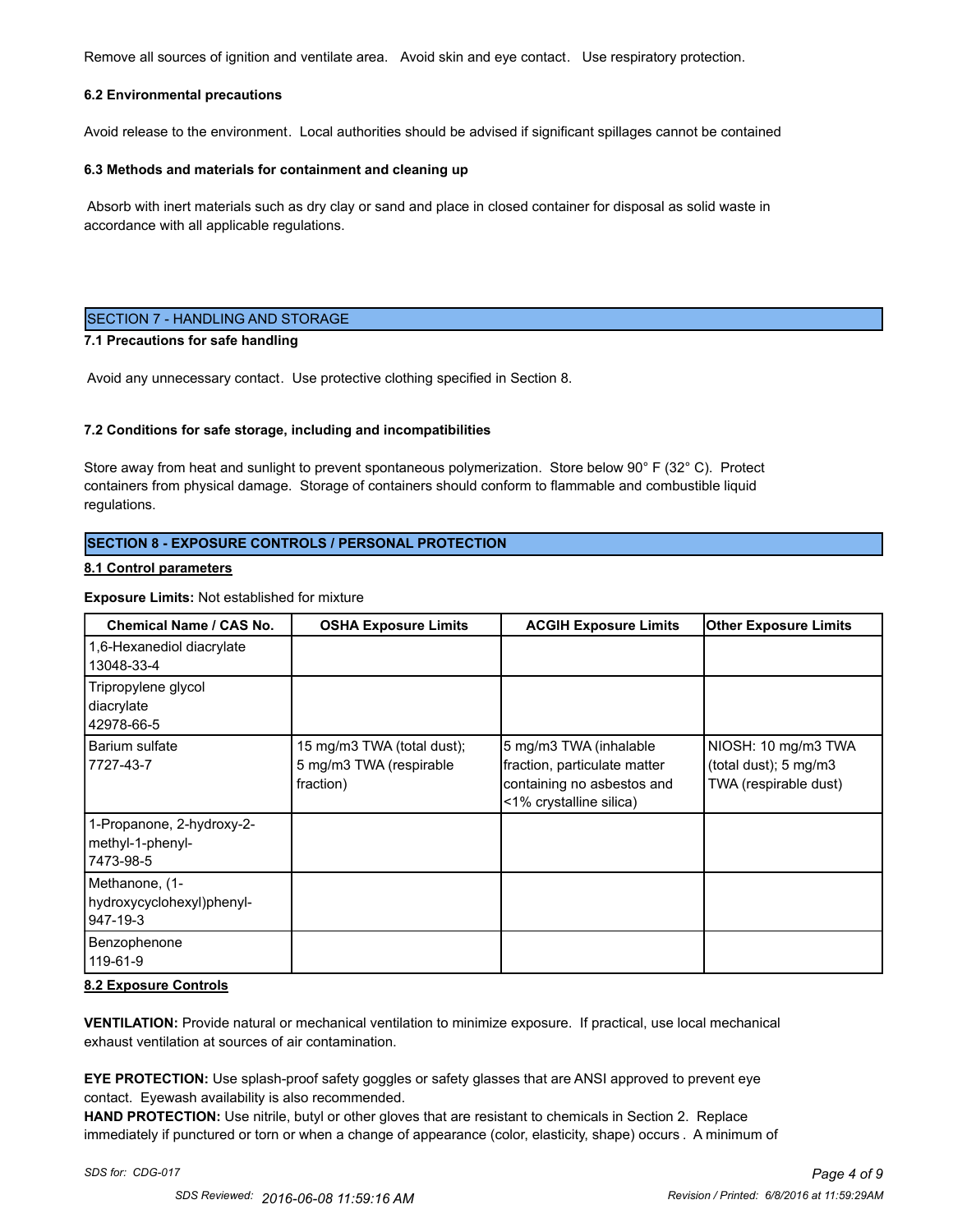Remove all sources of ignition and ventilate area. Avoid skin and eye contact. Use respiratory protection.

**6.2 Environmental precautions**

Avoid release to the environment. Local authorities should be advised if significant spillages cannot be contained

**6.3 Methods and materials for containment and cleaning up**

Absorb with inert materials such as dry clay or sand and place in closed container for disposal as solid waste in accordance with all applicable regulations.

## SECTION 7 - HANDLING AND STORAGE

**7.1 Precautions for safe handling**

Avoid any unnecessary contact. Use protective clothing specified in Section 8.

**7.2 Conditions for safe storage, including and incompatibilities**

Store away from heat and sunlight to prevent spontaneous polymerization. Store below 90° F (32° C). Protect containers from physical damage. Storage of containers should conform to flammable and combustible liquid regulations.

## SECTION 8 - EXPOSURE CONTROLS / PERSONAL PROTECTION

**8.1 Control parameters**

**Exposure Limits:** Not established for mixture

| Chemical Name / CAS No. | OSHA Exposure Limits | ACGIH Exposure Limits | Other Exposure Limits |
|---|---|---|---|
| 1,6-Hexanediol diacrylate 13048-33-4 | | | |
| Tripropylene glycol diacrylate 42978-66-5 | | | |
| Barium sulfate 7727-43-7 | 15 mg/m3 TWA (total dust); 5 mg/m3 TWA (respirable fraction) | 5 mg/m3 TWA (inhalable fraction, particulate matter containing no asbestos and <1% crystalline silica) | NIOSH: 10 mg/m3 TWA (total dust); 5 mg/m3 TWA (respirable dust) |
| 1-Propanone, 2-hydroxy-2-methyl-1-phenyl- 7473-98-5 | | | |
| Methanone, (1-hydroxycyclohexyl)phenyl- 947-19-3 | | | |
| Benzophenone 119-61-9 | | | |

**8.2 Exposure Controls**

**VENTILATION:** Provide natural or mechanical ventilation to minimize exposure. If practical, use local mechanical exhaust ventilation at sources of air contamination.

**EYE PROTECTION:** Use splash-proof safety goggles or safety glasses that are ANSI approved to prevent eye contact. Eyewash availability is also recommended.

**HAND PROTECTION:** Use nitrile, butyl or other gloves that are resistant to chemicals in Section 2. Replace immediately if punctured or torn or when a change of appearance (color, elasticity, shape) occurs . A minimum of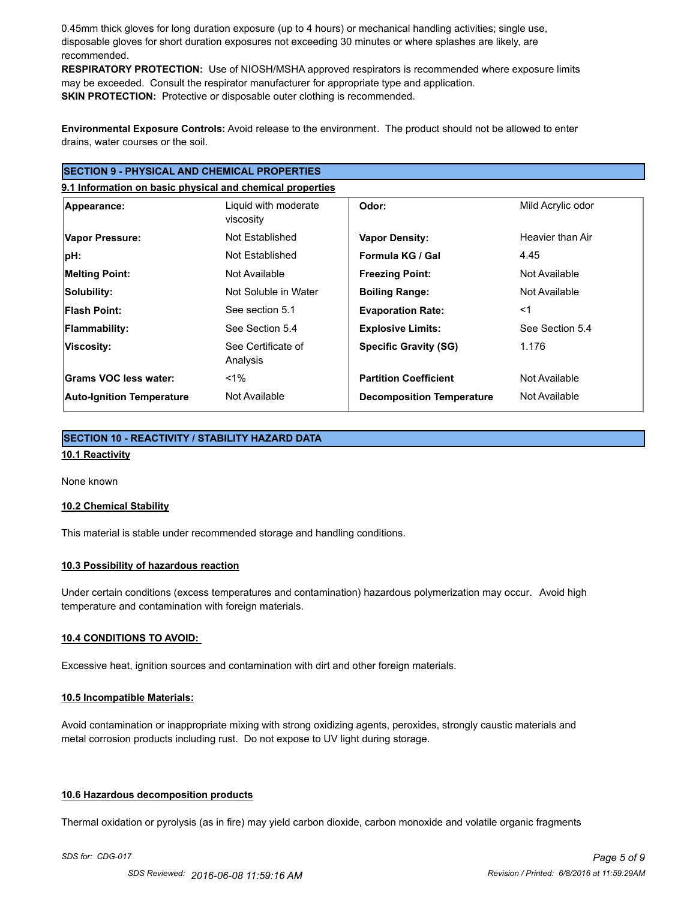0.45mm thick gloves for long duration exposure (up to 4 hours) or mechanical handling activities; single use, disposable gloves for short duration exposures not exceeding 30 minutes or where splashes are likely, are recommended.

**RESPIRATORY PROTECTION:** Use of NIOSH/MSHA approved respirators is recommended where exposure limits may be exceeded. Consult the respirator manufacturer for appropriate type and application.

**SKIN PROTECTION:** Protective or disposable outer clothing is recommended.

**Environmental Exposure Controls:** Avoid release to the environment. The product should not be allowed to enter drains, water courses or the soil.

## SECTION 9 - PHYSICAL AND CHEMICAL PROPERTIES

### 9.1 Information on basic physical and chemical properties

| | | | |
|---|---|---|---|
| **Appearance:** | Liquid with moderate viscosity | **Odor:** | Mild Acrylic odor |
| **Vapor Pressure:** | Not Established | **Vapor Density:** | Heavier than Air |
| **pH:** | Not Established | **Formula KG / Gal** | 4.45 |
| **Melting Point:** | Not Available | **Freezing Point:** | Not Available |
| **Solubility:** | Not Soluble in Water | **Boiling Range:** | Not Available |
| **Flash Point:** | See section 5.1 | **Evaporation Rate:** | <1 |
| **Flammability:** | See Section 5.4 | **Explosive Limits:** | See Section 5.4 |
| **Viscosity:** | See Certificate of Analysis | **Specific Gravity (SG)** | 1.176 |
| **Grams VOC less water:** | <1% | **Partition Coefficient** | Not Available |
| **Auto-Ignition Temperature** | Not Available | **Decomposition Temperature** | Not Available |

## SECTION 10 - REACTIVITY / STABILITY HAZARD DATA

### 10.1 Reactivity

None known

### 10.2 Chemical Stability

This material is stable under recommended storage and handling conditions.

### 10.3 Possibility of hazardous reaction

Under certain conditions (excess temperatures and contamination) hazardous polymerization may occur. Avoid high temperature and contamination with foreign materials.

### 10.4 CONDITIONS TO AVOID:

Excessive heat, ignition sources and contamination with dirt and other foreign materials.

### 10.5 Incompatible Materials:

Avoid contamination or inappropriate mixing with strong oxidizing agents, peroxides, strongly caustic materials and metal corrosion products including rust. Do not expose to UV light during storage.

### 10.6 Hazardous decomposition products

Thermal oxidation or pyrolysis (as in fire) may yield carbon dioxide, carbon monoxide and volatile organic fragments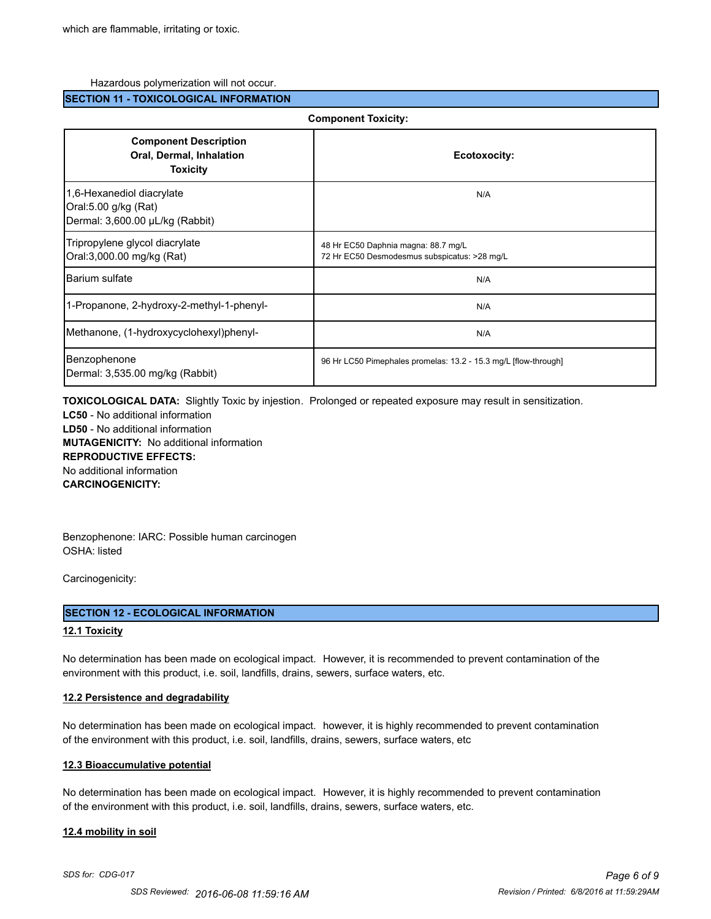which are flammable, irritating or toxic.

Hazardous polymerization will not occur.

## SECTION 11 - TOXICOLOGICAL INFORMATION

**Component Toxicity:**

| Component Description Oral, Dermal, Inhalation Toxicity | Ecotoxocity: |
| --- | --- |
| 1,6-Hexanediol diacrylate<br>Oral:5.00 g/kg (Rat)<br>Dermal: 3,600.00 µL/kg (Rabbit) | N/A |
| Tripropylene glycol diacrylate<br>Oral:3,000.00 mg/kg (Rat) | 48 Hr EC50 Daphnia magna: 88.7 mg/L<br>72 Hr EC50 Desmodesmus subspicatus: >28 mg/L |
| Barium sulfate | N/A |
| 1-Propanone, 2-hydroxy-2-methyl-1-phenyl- | N/A |
| Methanone, (1-hydroxycyclohexyl)phenyl- | N/A |
| Benzophenone<br>Dermal: 3,535.00 mg/kg (Rabbit) | 96 Hr LC50 Pimephales promelas: 13.2 - 15.3 mg/L [flow-through] |

**TOXICOLOGICAL DATA:** Slightly Toxic by injestion. Prolonged or repeated exposure may result in sensitization.
**LC50** - No additional information
**LD50** - No additional information
**MUTAGENICITY:** No additional information
**REPRODUCTIVE EFFECTS:**
No additional information
**CARCINOGENICITY:**

Benzophenone: IARC: Possible human carcinogen
OSHA: listed

Carcinogenicity:

## SECTION 12 - ECOLOGICAL INFORMATION

### 12.1 Toxicity

No determination has been made on ecological impact. However, it is recommended to prevent contamination of the environment with this product, i.e. soil, landfills, drains, sewers, surface waters, etc.

### 12.2 Persistence and degradability

No determination has been made on ecological impact. however, it is highly recommended to prevent contamination of the environment with this product, i.e. soil, landfills, drains, sewers, surface waters, etc

### 12.3 Bioaccumulative potential

No determination has been made on ecological impact. However, it is highly recommended to prevent contamination of the environment with this product, i.e. soil, landfills, drains, sewers, surface waters, etc.

### 12.4 mobility in soil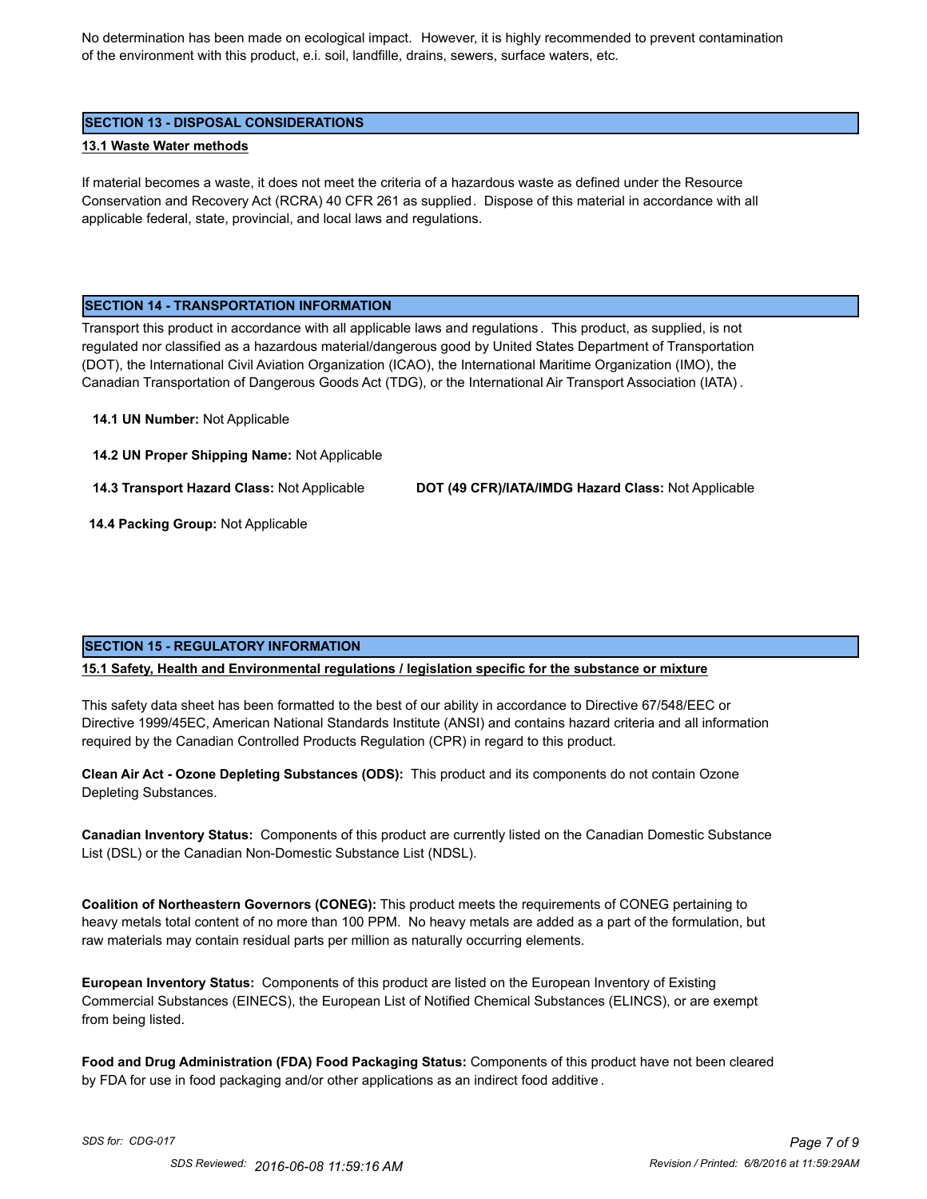No determination has been made on ecological impact. However, it is highly recommended to prevent contamination of the environment with this product, e.i. soil, landfille, drains, sewers, surface waters, etc.

## SECTION 13 - DISPOSAL CONSIDERATIONS

**13.1 Waste Water methods**

If material becomes a waste, it does not meet the criteria of a hazardous waste as defined under the Resource Conservation and Recovery Act (RCRA) 40 CFR 261 as supplied. Dispose of this material in accordance with all applicable federal, state, provincial, and local laws and regulations.

## SECTION 14 - TRANSPORTATION INFORMATION

Transport this product in accordance with all applicable laws and regulations. This product, as supplied, is not regulated nor classified as a hazardous material/dangerous good by United States Department of Transportation (DOT), the International Civil Aviation Organization (ICAO), the International Maritime Organization (IMO), the Canadian Transportation of Dangerous Goods Act (TDG), or the International Air Transport Association (IATA).

**14.1 UN Number:** Not Applicable

**14.2 UN Proper Shipping Name:** Not Applicable

**14.3 Transport Hazard Class:** Not Applicable

**DOT (49 CFR)/IATA/IMDG Hazard Class:** Not Applicable

**14.4 Packing Group:** Not Applicable

## SECTION 15 - REGULATORY INFORMATION

**15.1 Safety, Health and Environmental regulations / legislation specific for the substance or mixture**

This safety data sheet has been formatted to the best of our ability in accordance to Directive 67/548/EEC or Directive 1999/45EC, American National Standards Institute (ANSI) and contains hazard criteria and all information required by the Canadian Controlled Products Regulation (CPR) in regard to this product.

**Clean Air Act - Ozone Depleting Substances (ODS):** This product and its components do not contain Ozone Depleting Substances.

**Canadian Inventory Status:** Components of this product are currently listed on the Canadian Domestic Substance List (DSL) or the Canadian Non-Domestic Substance List (NDSL).

**Coalition of Northeastern Governors (CONEG):** This product meets the requirements of CONEG pertaining to heavy metals total content of no more than 100 PPM. No heavy metals are added as a part of the formulation, but raw materials may contain residual parts per million as naturally occurring elements.

**European Inventory Status:** Components of this product are listed on the European Inventory of Existing Commercial Substances (EINECS), the European List of Notified Chemical Substances (ELINCS), or are exempt from being listed.

**Food and Drug Administration (FDA) Food Packaging Status:** Components of this product have not been cleared by FDA for use in food packaging and/or other applications as an indirect food additive.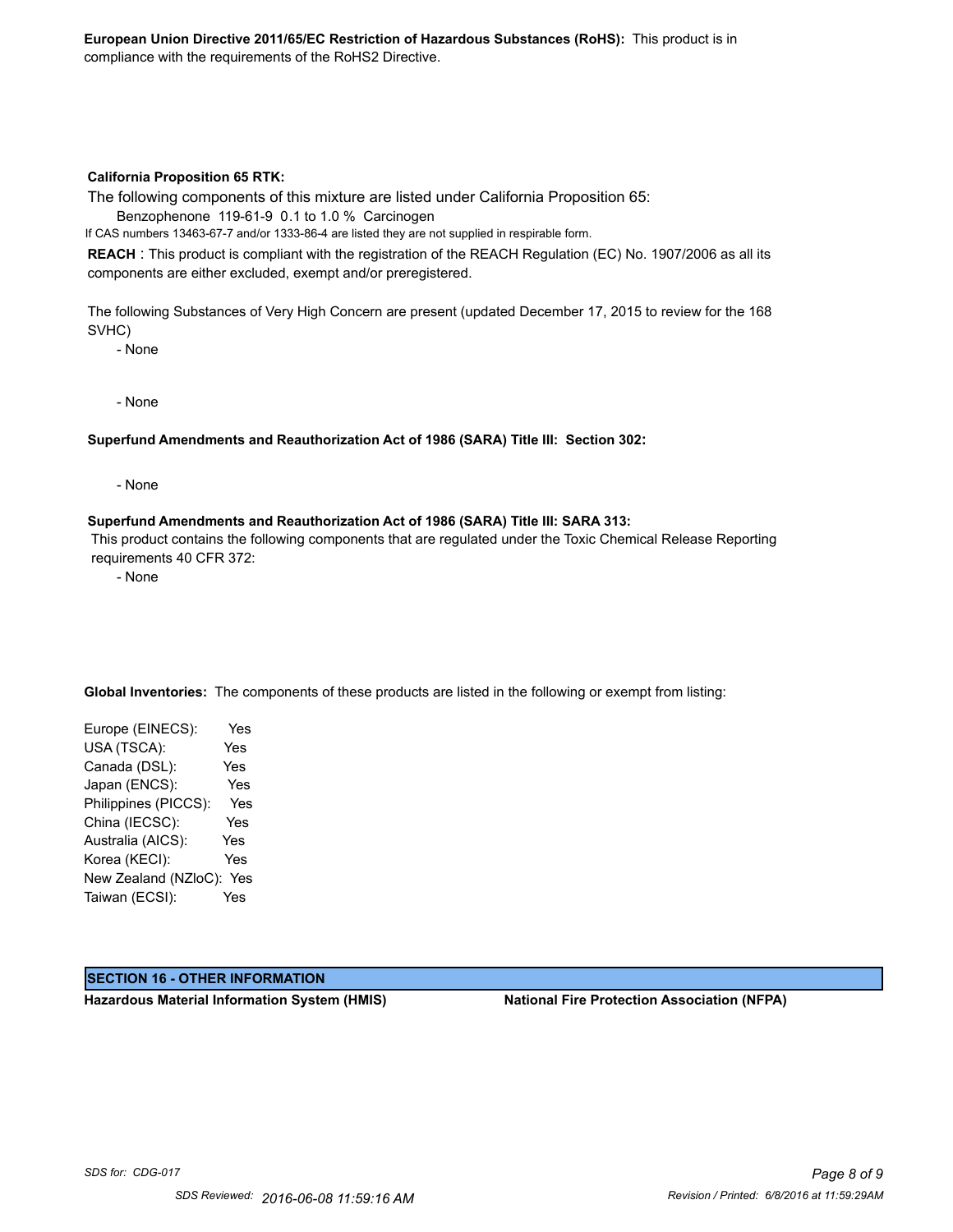**European Union Directive 2011/65/EC Restriction of Hazardous Substances (RoHS):** This product is in compliance with the requirements of the RoHS2 Directive.

**California Proposition 65 RTK:**

The following components of this mixture are listed under California Proposition 65:

Benzophenone 119-61-9 0.1 to 1.0 % Carcinogen

If CAS numbers 13463-67-7 and/or 1333-86-4 are listed they are not supplied in respirable form.

**REACH** : This product is compliant with the registration of the REACH Regulation (EC) No. 1907/2006 as all its components are either excluded, exempt and/or preregistered.

The following Substances of Very High Concern are present (updated December 17, 2015 to review for the 168 SVHC)

- None

- None

**Superfund Amendments and Reauthorization Act of 1986 (SARA) Title III: Section 302:**

- None

**Superfund Amendments and Reauthorization Act of 1986 (SARA) Title III: SARA 313:**

This product contains the following components that are regulated under the Toxic Chemical Release Reporting requirements 40 CFR 372:

- None

**Global Inventories:** The components of these products are listed in the following or exempt from listing:

| Inventory | Listed |
|---|---|
| Europe (EINECS): | Yes |
| USA (TSCA): | Yes |
| Canada (DSL): | Yes |
| Japan (ENCS): | Yes |
| Philippines (PICCS): | Yes |
| China (IECSC): | Yes |
| Australia (AICS): | Yes |
| Korea (KECI): | Yes |
| New Zealand (NZloC): | Yes |
| Taiwan (ECSI): | Yes |

## SECTION 16 - OTHER INFORMATION

**Hazardous Material Information System (HMIS)**

**National Fire Protection Association (NFPA)**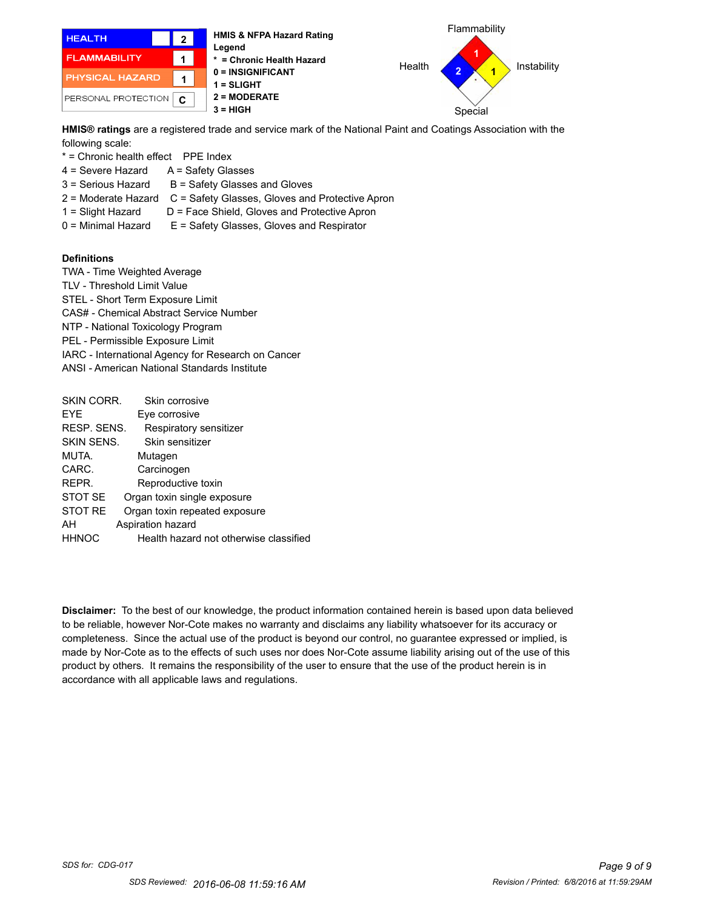| HMIS | |
|---|---|
| HEALTH | 2 |
| FLAMMABILITY | 1 |
| PHYSICAL HAZARD | 1 |
| PERSONAL PROTECTION | C |

**HMIS & NFPA Hazard Rating Legend**
**\* = Chronic Health Hazard**
**0 = INSIGNIFICANT**
**1 = SLIGHT**
**2 = MODERATE**
**3 = HIGH**

Flammability
1
Health
2
Instability
1
Special

**HMIS® ratings** are a registered trade and service mark of the National Paint and Coatings Association with the following scale:

| * = Chronic health effect | PPE Index |
|---|---|
| 4 = Severe Hazard | A = Safety Glasses |
| 3 = Serious Hazard | B = Safety Glasses and Gloves |
| 2 = Moderate Hazard | C = Safety Glasses, Gloves and Protective Apron |
| 1 = Slight Hazard | D = Face Shield, Gloves and Protective Apron |
| 0 = Minimal Hazard | E = Safety Glasses, Gloves and Respirator |

**Definitions**

TWA - Time Weighted Average
TLV - Threshold Limit Value
STEL - Short Term Exposure Limit
CAS# - Chemical Abstract Service Number
NTP - National Toxicology Program
PEL - Permissible Exposure Limit
IARC - International Agency for Research on Cancer
ANSI - American National Standards Institute

| | |
|---|---|
| SKIN CORR. | Skin corrosive |
| EYE | Eye corrosive |
| RESP. SENS. | Respiratory sensitizer |
| SKIN SENS. | Skin sensitizer |
| MUTA. | Mutagen |
| CARC. | Carcinogen |
| REPR. | Reproductive toxin |
| STOT SE | Organ toxin single exposure |
| STOT RE | Organ toxin repeated exposure |
| AH | Aspiration hazard |
| HHNOC | Health hazard not otherwise classified |

**Disclaimer:** To the best of our knowledge, the product information contained herein is based upon data believed to be reliable, however Nor-Cote makes no warranty and disclaims any liability whatsoever for its accuracy or completeness. Since the actual use of the product is beyond our control, no guarantee expressed or implied, is made by Nor-Cote as to the effects of such uses nor does Nor-Cote assume liability arising out of the use of this product by others. It remains the responsibility of the user to ensure that the use of the product herein is in accordance with all applicable laws and regulations.